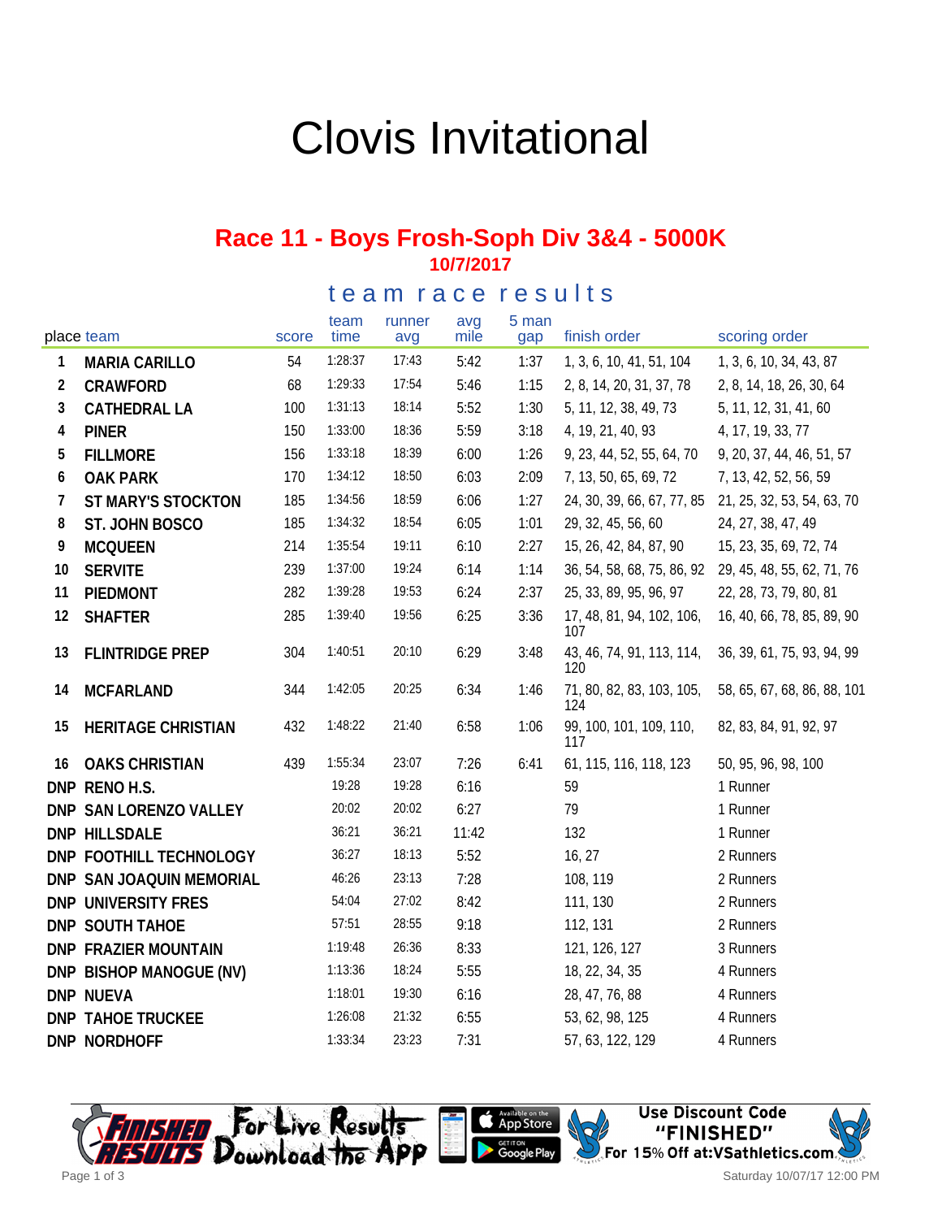# Clovis Invitational

## Race 11 - Boys Frosh-Soph Div 3&4 - 5000K

**10/7/2017**

### team race results

| place | team | score | team time | runner avg | avg mile | 5 man gap | finish order | scoring order |
|---|---|---|---|---|---|---|---|---|
| 1 | **MARIA CARILLO** | 54 | 1:28:37 | 17:43 | 5:42 | 1:37 | 1, 3, 6, 10, 41, 51, 104 | 1, 3, 6, 10, 34, 43, 87 |
| 2 | **CRAWFORD** | 68 | 1:29:33 | 17:54 | 5:46 | 1:15 | 2, 8, 14, 20, 31, 37, 78 | 2, 8, 14, 18, 26, 30, 64 |
| 3 | **CATHEDRAL LA** | 100 | 1:31:13 | 18:14 | 5:52 | 1:30 | 5, 11, 12, 38, 49, 73 | 5, 11, 12, 31, 41, 60 |
| 4 | **PINER** | 150 | 1:33:00 | 18:36 | 5:59 | 3:18 | 4, 19, 21, 40, 93 | 4, 17, 19, 33, 77 |
| 5 | **FILLMORE** | 156 | 1:33:18 | 18:39 | 6:00 | 1:26 | 9, 23, 44, 52, 55, 64, 70 | 9, 20, 37, 44, 46, 51, 57 |
| 6 | **OAK PARK** | 170 | 1:34:12 | 18:50 | 6:03 | 2:09 | 7, 13, 50, 65, 69, 72 | 7, 13, 42, 52, 56, 59 |
| 7 | **ST MARY'S STOCKTON** | 185 | 1:34:56 | 18:59 | 6:06 | 1:27 | 24, 30, 39, 66, 67, 77, 85 | 21, 25, 32, 53, 54, 63, 70 |
| 8 | **ST. JOHN BOSCO** | 185 | 1:34:32 | 18:54 | 6:05 | 1:01 | 29, 32, 45, 56, 60 | 24, 27, 38, 47, 49 |
| 9 | **MCQUEEN** | 214 | 1:35:54 | 19:11 | 6:10 | 2:27 | 15, 26, 42, 84, 87, 90 | 15, 23, 35, 69, 72, 74 |
| 10 | **SERVITE** | 239 | 1:37:00 | 19:24 | 6:14 | 1:14 | 36, 54, 58, 68, 75, 86, 92 | 29, 45, 48, 55, 62, 71, 76 |
| 11 | **PIEDMONT** | 282 | 1:39:28 | 19:53 | 6:24 | 2:37 | 25, 33, 89, 95, 96, 97 | 22, 28, 73, 79, 80, 81 |
| 12 | **SHAFTER** | 285 | 1:39:40 | 19:56 | 6:25 | 3:36 | 17, 48, 81, 94, 102, 106, 107 | 16, 40, 66, 78, 85, 89, 90 |
| 13 | **FLINTRIDGE PREP** | 304 | 1:40:51 | 20:10 | 6:29 | 3:48 | 43, 46, 74, 91, 113, 114, 120 | 36, 39, 61, 75, 93, 94, 99 |
| 14 | **MCFARLAND** | 344 | 1:42:05 | 20:25 | 6:34 | 1:46 | 71, 80, 82, 83, 103, 105, 124 | 58, 65, 67, 68, 86, 88, 101 |
| 15 | **HERITAGE CHRISTIAN** | 432 | 1:48:22 | 21:40 | 6:58 | 1:06 | 99, 100, 101, 109, 110, 117 | 82, 83, 84, 91, 92, 97 |
| 16 | **OAKS CHRISTIAN** | 439 | 1:55:34 | 23:07 | 7:26 | 6:41 | 61, 115, 116, 118, 123 | 50, 95, 96, 98, 100 |
| DNP | **RENO H.S.** | | 19:28 | 19:28 | 6:16 | | 59 | 1 Runner |
| DNP | **SAN LORENZO VALLEY** | | 20:02 | 20:02 | 6:27 | | 79 | 1 Runner |
| DNP | **HILLSDALE** | | 36:21 | 36:21 | 11:42 | | 132 | 1 Runner |
| DNP | **FOOTHILL TECHNOLOGY** | | 36:27 | 18:13 | 5:52 | | 16, 27 | 2 Runners |
| DNP | **SAN JOAQUIN MEMORIAL** | | 46:26 | 23:13 | 7:28 | | 108, 119 | 2 Runners |
| DNP | **UNIVERSITY FRES** | | 54:04 | 27:02 | 8:42 | | 111, 130 | 2 Runners |
| DNP | **SOUTH TAHOE** | | 57:51 | 28:55 | 9:18 | | 112, 131 | 2 Runners |
| DNP | **FRAZIER MOUNTAIN** | | 1:19:48 | 26:36 | 8:33 | | 121, 126, 127 | 3 Runners |
| DNP | **BISHOP MANOGUE (NV)** | | 1:13:36 | 18:24 | 5:55 | | 18, 22, 34, 35 | 4 Runners |
| DNP | **NUEVA** | | 1:18:01 | 19:30 | 6:16 | | 28, 47, 76, 88 | 4 Runners |
| DNP | **TAHOE TRUCKEE** | | 1:26:08 | 21:32 | 6:55 | | 53, 62, 98, 125 | 4 Runners |
| DNP | **NORDHOFF** | | 1:33:34 | 23:23 | 7:31 | | 57, 63, 122, 129 | 4 Runners |

Finished Results - For Live Results Download the App - Available on the App Store - Get it on Google Play

Use Discount Code "FINISHED" For 15% Off at:VSathletics.com

Saturday 10/07/17 12:00 PM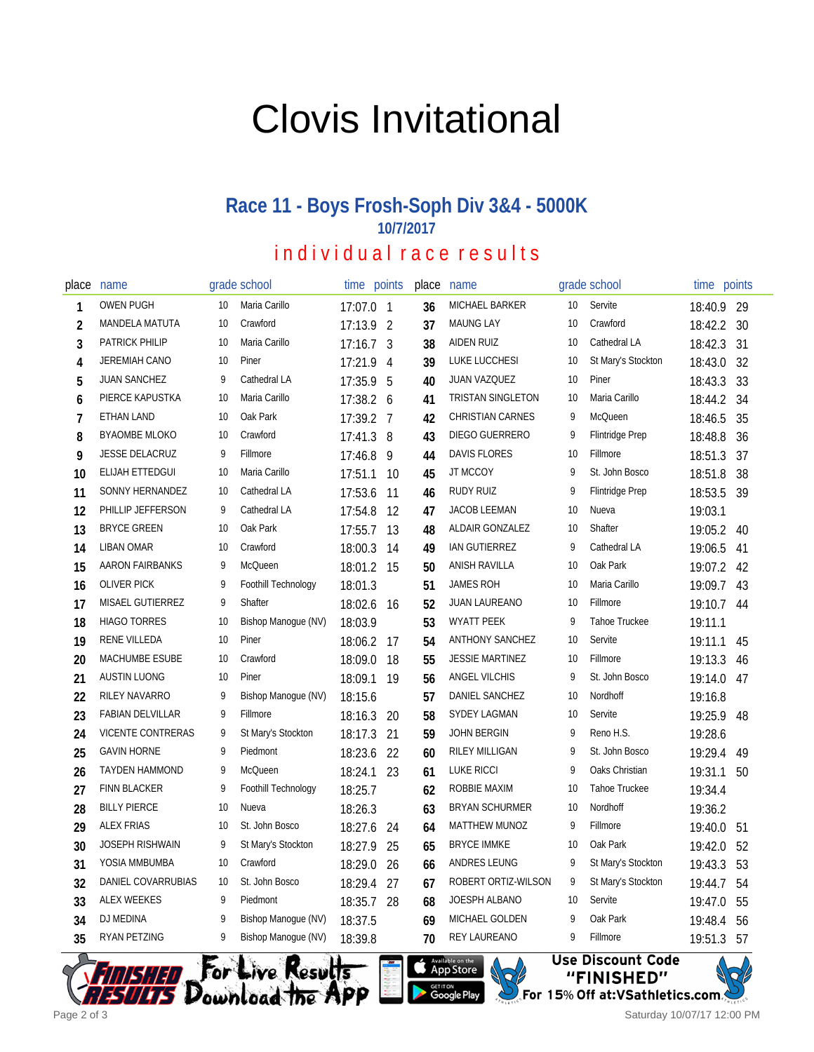# Clovis Invitational

## Race 11 - Boys Frosh-Soph Div 3&4 - 5000K

### 10/7/2017

### individual race results

| place | name | grade | school | time | points |
|---|---|---|---|---|---|
| 1 | OWEN PUGH | 10 | Maria Carillo | 17:07.0 | 1 |
| 2 | MANDELA MATUTA | 10 | Crawford | 17:13.9 | 2 |
| 3 | PATRICK PHILIP | 10 | Maria Carillo | 17:16.7 | 3 |
| 4 | JEREMIAH CANO | 10 | Piner | 17:21.9 | 4 |
| 5 | JUAN SANCHEZ | 9 | Cathedral LA | 17:35.9 | 5 |
| 6 | PIERCE KAPUSTKA | 10 | Maria Carillo | 17:38.2 | 6 |
| 7 | ETHAN LAND | 10 | Oak Park | 17:39.2 | 7 |
| 8 | BYAOMBE MLOKO | 10 | Crawford | 17:41.3 | 8 |
| 9 | JESSE DELACRUZ | 9 | Fillmore | 17:46.8 | 9 |
| 10 | ELIJAH ETTEDGUI | 10 | Maria Carillo | 17:51.1 | 10 |
| 11 | SONNY HERNANDEZ | 10 | Cathedral LA | 17:53.6 | 11 |
| 12 | PHILLIP JEFFERSON | 9 | Cathedral LA | 17:54.8 | 12 |
| 13 | BRYCE GREEN | 10 | Oak Park | 17:55.7 | 13 |
| 14 | LIBAN OMAR | 10 | Crawford | 18:00.3 | 14 |
| 15 | AARON FAIRBANKS | 9 | McQueen | 18:01.2 | 15 |
| 16 | OLIVER PICK | 9 | Foothill Technology | 18:01.3 | |
| 17 | MISAEL GUTIERREZ | 9 | Shafter | 18:02.6 | 16 |
| 18 | HIAGO TORRES | 10 | Bishop Manogue (NV) | 18:03.9 | |
| 19 | RENE VILLEDA | 10 | Piner | 18:06.2 | 17 |
| 20 | MACHUMBE ESUBE | 10 | Crawford | 18:09.0 | 18 |
| 21 | AUSTIN LUONG | 10 | Piner | 18:09.1 | 19 |
| 22 | RILEY NAVARRO | 9 | Bishop Manogue (NV) | 18:15.6 | |
| 23 | FABIAN DELVILLAR | 9 | Fillmore | 18:16.3 | 20 |
| 24 | VICENTE CONTRERAS | 9 | St Mary's Stockton | 18:17.3 | 21 |
| 25 | GAVIN HORNE | 9 | Piedmont | 18:23.6 | 22 |
| 26 | TAYDEN HAMMOND | 9 | McQueen | 18:24.1 | 23 |
| 27 | FINN BLACKER | 9 | Foothill Technology | 18:25.7 | |
| 28 | BILLY PIERCE | 10 | Nueva | 18:26.3 | |
| 29 | ALEX FRIAS | 10 | St. John Bosco | 18:27.6 | 24 |
| 30 | JOSEPH RISHWAIN | 9 | St Mary's Stockton | 18:27.9 | 25 |
| 31 | YOSIA MMBUMBA | 10 | Crawford | 18:29.0 | 26 |
| 32 | DANIEL COVARRUBIAS | 10 | St. John Bosco | 18:29.4 | 27 |
| 33 | ALEX WEEKES | 9 | Piedmont | 18:35.7 | 28 |
| 34 | DJ MEDINA | 9 | Bishop Manogue (NV) | 18:37.5 | |
| 35 | RYAN PETZING | 9 | Bishop Manogue (NV) | 18:39.8 | |
| 36 | MICHAEL BARKER | 10 | Servite | 18:40.9 | 29 |
| 37 | MAUNG LAY | 10 | Crawford | 18:42.2 | 30 |
| 38 | AIDEN RUIZ | 10 | Cathedral LA | 18:42.3 | 31 |
| 39 | LUKE LUCCHESI | 10 | St Mary's Stockton | 18:43.0 | 32 |
| 40 | JUAN VAZQUEZ | 10 | Piner | 18:43.3 | 33 |
| 41 | TRISTAN SINGLETON | 10 | Maria Carillo | 18:44.2 | 34 |
| 42 | CHRISTIAN CARNES | 9 | McQueen | 18:46.5 | 35 |
| 43 | DIEGO GUERRERO | 9 | Flintridge Prep | 18:48.8 | 36 |
| 44 | DAVIS FLORES | 10 | Fillmore | 18:51.3 | 37 |
| 45 | JT MCCOY | 9 | St. John Bosco | 18:51.8 | 38 |
| 46 | RUDY RUIZ | 9 | Flintridge Prep | 18:53.5 | 39 |
| 47 | JACOB LEEMAN | 10 | Nueva | 19:03.1 | |
| 48 | ALDAIR GONZALEZ | 10 | Shafter | 19:05.2 | 40 |
| 49 | IAN GUTIERREZ | 9 | Cathedral LA | 19:06.5 | 41 |
| 50 | ANISH RAVILLA | 10 | Oak Park | 19:07.2 | 42 |
| 51 | JAMES ROH | 10 | Maria Carillo | 19:09.7 | 43 |
| 52 | JUAN LAUREANO | 10 | Fillmore | 19:10.7 | 44 |
| 53 | WYATT PEEK | 9 | Tahoe Truckee | 19:11.1 | |
| 54 | ANTHONY SANCHEZ | 10 | Servite | 19:11.1 | 45 |
| 55 | JESSIE MARTINEZ | 10 | Fillmore | 19:13.3 | 46 |
| 56 | ANGEL VILCHIS | 9 | St. John Bosco | 19:14.0 | 47 |
| 57 | DANIEL SANCHEZ | 10 | Nordhoff | 19:16.8 | |
| 58 | SYDEY LAGMAN | 10 | Servite | 19:25.9 | 48 |
| 59 | JOHN BERGIN | 9 | Reno H.S. | 19:28.6 | |
| 60 | RILEY MILLIGAN | 9 | St. John Bosco | 19:29.4 | 49 |
| 61 | LUKE RICCI | 9 | Oaks Christian | 19:31.1 | 50 |
| 62 | ROBBIE MAXIM | 10 | Tahoe Truckee | 19:34.4 | |
| 63 | BRYAN SCHURMER | 10 | Nordhoff | 19:36.2 | |
| 64 | MATTHEW MUNOZ | 9 | Fillmore | 19:40.0 | 51 |
| 65 | BRYCE IMMKE | 10 | Oak Park | 19:42.0 | 52 |
| 66 | ANDRES LEUNG | 9 | St Mary's Stockton | 19:43.3 | 53 |
| 67 | ROBERT ORTIZ-WILSON | 9 | St Mary's Stockton | 19:44.7 | 54 |
| 68 | JOESPH ALBANO | 10 | Servite | 19:47.0 | 55 |
| 69 | MICHAEL GOLDEN | 9 | Oak Park | 19:48.4 | 56 |
| 70 | REY LAUREANO | 9 | Fillmore | 19:51.3 | 57 |

Finished Results — For Live Results Download the App — Available on the App Store / Get it on Google Play

Use Discount Code "FINISHED" For 15% Off at:VSathletics.com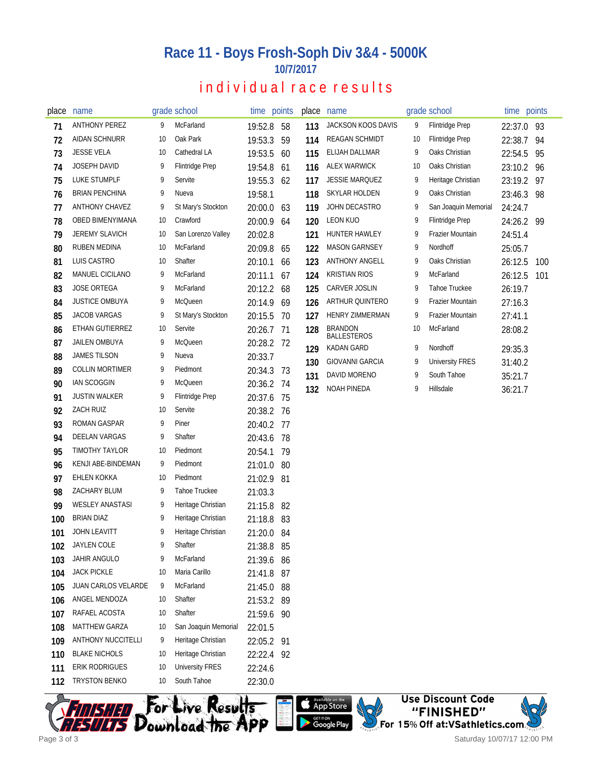# Race 11 - Boys Frosh-Soph Div 3&4 - 5000K

**10/7/2017**

## individual race results

| place | name | grade | school | time | points |
|---|---|---|---|---|---|
| 71 | ANTHONY PEREZ | 9 | McFarland | 19:52.8 | 58 |
| 72 | AIDAN SCHNURR | 10 | Oak Park | 19:53.3 | 59 |
| 73 | JESSE VELA | 10 | Cathedral LA | 19:53.5 | 60 |
| 74 | JOSEPH DAVID | 9 | Flintridge Prep | 19:54.8 | 61 |
| 75 | LUKE STUMPLF | 9 | Servite | 19:55.3 | 62 |
| 76 | BRIAN PENCHINA | 9 | Nueva | 19:58.1 | |
| 77 | ANTHONY CHAVEZ | 9 | St Mary's Stockton | 20:00.0 | 63 |
| 78 | OBED BIMENYIMANA | 10 | Crawford | 20:00.9 | 64 |
| 79 | JEREMY SLAVICH | 10 | San Lorenzo Valley | 20:02.8 | |
| 80 | RUBEN MEDINA | 10 | McFarland | 20:09.8 | 65 |
| 81 | LUIS CASTRO | 10 | Shafter | 20:10.1 | 66 |
| 82 | MANUEL CICILANO | 9 | McFarland | 20:11.1 | 67 |
| 83 | JOSE ORTEGA | 9 | McFarland | 20:12.2 | 68 |
| 84 | JUSTICE OMBUYA | 9 | McQueen | 20:14.9 | 69 |
| 85 | JACOB VARGAS | 9 | St Mary's Stockton | 20:15.5 | 70 |
| 86 | ETHAN GUTIERREZ | 10 | Servite | 20:26.7 | 71 |
| 87 | JAILEN OMBUYA | 9 | McQueen | 20:28.2 | 72 |
| 88 | JAMES TILSON | 9 | Nueva | 20:33.7 | |
| 89 | COLLIN MORTIMER | 9 | Piedmont | 20:34.3 | 73 |
| 90 | IAN SCOGGIN | 9 | McQueen | 20:36.2 | 74 |
| 91 | JUSTIN WALKER | 9 | Flintridge Prep | 20:37.6 | 75 |
| 92 | ZACH RUIZ | 10 | Servite | 20:38.2 | 76 |
| 93 | ROMAN GASPAR | 9 | Piner | 20:40.2 | 77 |
| 94 | DEELAN VARGAS | 9 | Shafter | 20:43.6 | 78 |
| 95 | TIMOTHY TAYLOR | 10 | Piedmont | 20:54.1 | 79 |
| 96 | KENJI ABE-BINDEMAN | 9 | Piedmont | 21:01.0 | 80 |
| 97 | EHLEN KOKKA | 10 | Piedmont | 21:02.9 | 81 |
| 98 | ZACHARY BLUM | 9 | Tahoe Truckee | 21:03.3 | |
| 99 | WESLEY ANASTASI | 9 | Heritage Christian | 21:15.8 | 82 |
| 100 | BRIAN DIAZ | 9 | Heritage Christian | 21:18.8 | 83 |
| 101 | JOHN LEAVITT | 9 | Heritage Christian | 21:20.0 | 84 |
| 102 | JAYLEN COLE | 9 | Shafter | 21:38.8 | 85 |
| 103 | JAHIR ANGULO | 9 | McFarland | 21:39.6 | 86 |
| 104 | JACK PICKLE | 10 | Maria Carillo | 21:41.8 | 87 |
| 105 | JUAN CARLOS VELARDE | 9 | McFarland | 21:45.0 | 88 |
| 106 | ANGEL MENDOZA | 10 | Shafter | 21:53.2 | 89 |
| 107 | RAFAEL ACOSTA | 10 | Shafter | 21:59.6 | 90 |
| 108 | MATTHEW GARZA | 10 | San Joaquin Memorial | 22:01.5 | |
| 109 | ANTHONY NUCCITELLI | 9 | Heritage Christian | 22:05.2 | 91 |
| 110 | BLAKE NICHOLS | 10 | Heritage Christian | 22:22.4 | 92 |
| 111 | ERIK RODRIGUES | 10 | University FRES | 22:24.6 | |
| 112 | TRYSTON BENKO | 10 | South Tahoe | 22:30.0 | |
| 113 | JACKSON KOOS DAVIS | 9 | Flintridge Prep | 22:37.0 | 93 |
| 114 | REAGAN SCHMIDT | 10 | Flintridge Prep | 22:38.7 | 94 |
| 115 | ELIJAH DALLMAR | 9 | Oaks Christian | 22:54.5 | 95 |
| 116 | ALEX WARWICK | 10 | Oaks Christian | 23:10.2 | 96 |
| 117 | JESSIE MARQUEZ | 9 | Heritage Christian | 23:19.2 | 97 |
| 118 | SKYLAR HOLDEN | 9 | Oaks Christian | 23:46.3 | 98 |
| 119 | JOHN DECASTRO | 9 | San Joaquin Memorial | 24:24.7 | |
| 120 | LEON KUO | 9 | Flintridge Prep | 24:26.2 | 99 |
| 121 | HUNTER HAWLEY | 9 | Frazier Mountain | 24:51.4 | |
| 122 | MASON GARNSEY | 9 | Nordhoff | 25:05.7 | |
| 123 | ANTHONY ANGELL | 9 | Oaks Christian | 26:12.5 | 100 |
| 124 | KRISTIAN RIOS | 9 | McFarland | 26:12.5 | 101 |
| 125 | CARVER JOSLIN | 9 | Tahoe Truckee | 26:19.7 | |
| 126 | ARTHUR QUINTERO | 9 | Frazier Mountain | 27:16.3 | |
| 127 | HENRY ZIMMERMAN | 9 | Frazier Mountain | 27:41.1 | |
| 128 | BRANDON BALLESTEROS | 10 | McFarland | 28:08.2 | |
| 129 | KADAN GARD | 9 | Nordhoff | 29:35.3 | |
| 130 | GIOVANNI GARCIA | 9 | University FRES | 31:40.2 | |
| 131 | DAVID MORENO | 9 | South Tahoe | 35:21.7 | |
| 132 | NOAH PINEDA | 9 | Hillsdale | 36:21.7 | |

For Live Results Download the App

Use Discount Code "FINISHED" For 15% Off at:VSathletics.com

Saturday 10/07/17 12:00 PM